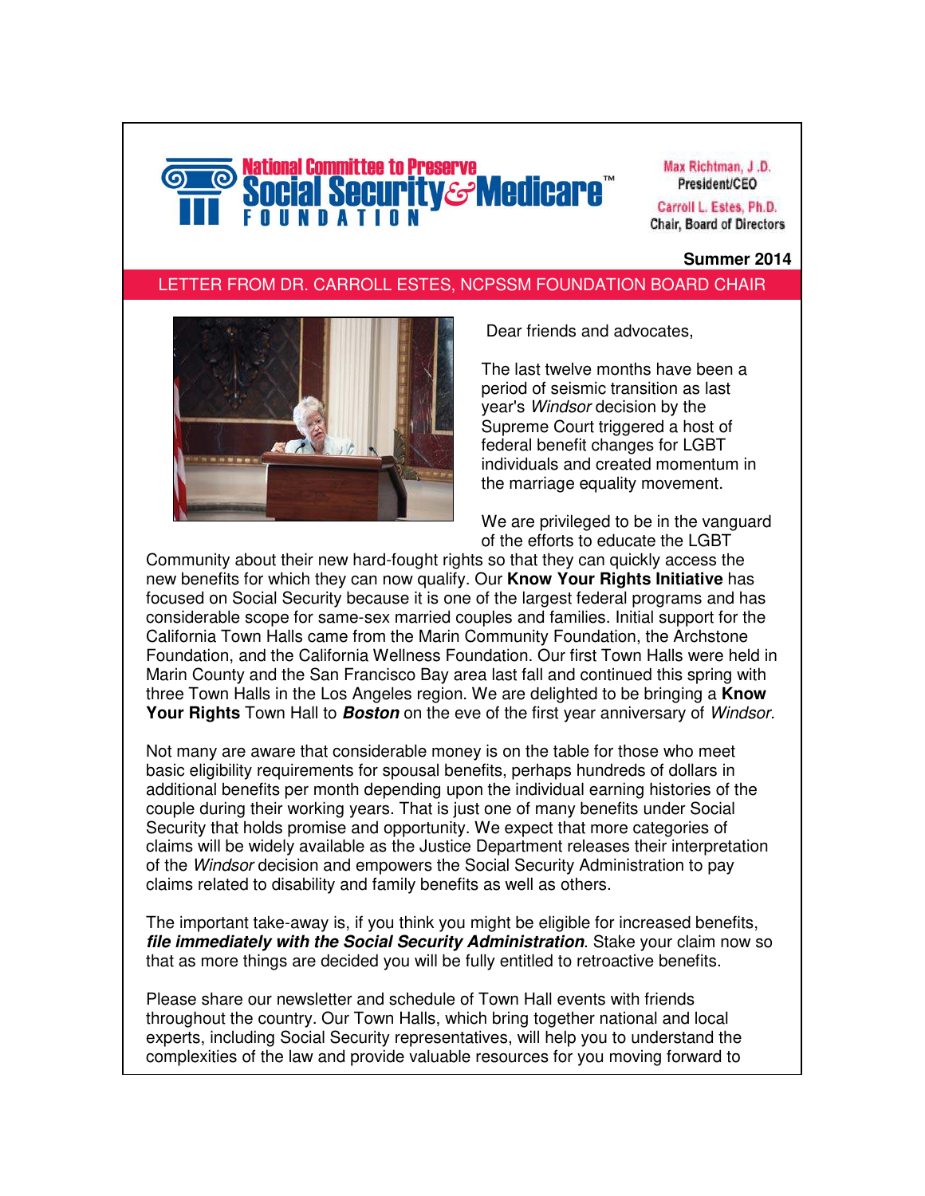# National Committee to Preserve Social Security & Medicare™ FOUNDATION

Max Richtman, J.D.
President/CEO

Carroll L. Estes, Ph.D.
Chair, Board of Directors

**Summer 2014**

## LETTER FROM DR. CARROLL ESTES, NCPSSM FOUNDATION BOARD CHAIR

Dear friends and advocates,

The last twelve months have been a period of seismic transition as last year's *Windsor* decision by the Supreme Court triggered a host of federal benefit changes for LGBT individuals and created momentum in the marriage equality movement.

We are privileged to be in the vanguard of the efforts to educate the LGBT Community about their new hard-fought rights so that they can quickly access the new benefits for which they can now qualify. Our **Know Your Rights Initiative** has focused on Social Security because it is one of the largest federal programs and has considerable scope for same-sex married couples and families. Initial support for the California Town Halls came from the Marin Community Foundation, the Archstone Foundation, and the California Wellness Foundation. Our first Town Halls were held in Marin County and the San Francisco Bay area last fall and continued this spring with three Town Halls in the Los Angeles region. We are delighted to be bringing a **Know Your Rights** Town Hall to ***Boston*** on the eve of the first year anniversary of *Windsor.*

Not many are aware that considerable money is on the table for those who meet basic eligibility requirements for spousal benefits, perhaps hundreds of dollars in additional benefits per month depending upon the individual earning histories of the couple during their working years. That is just one of many benefits under Social Security that holds promise and opportunity. We expect that more categories of claims will be widely available as the Justice Department releases their interpretation of the *Windsor* decision and empowers the Social Security Administration to pay claims related to disability and family benefits as well as others.

The important take-away is, if you think you might be eligible for increased benefits, ***file immediately with the Social Security Administration***. Stake your claim now so that as more things are decided you will be fully entitled to retroactive benefits.

Please share our newsletter and schedule of Town Hall events with friends throughout the country. Our Town Halls, which bring together national and local experts, including Social Security representatives, will help you to understand the complexities of the law and provide valuable resources for you moving forward to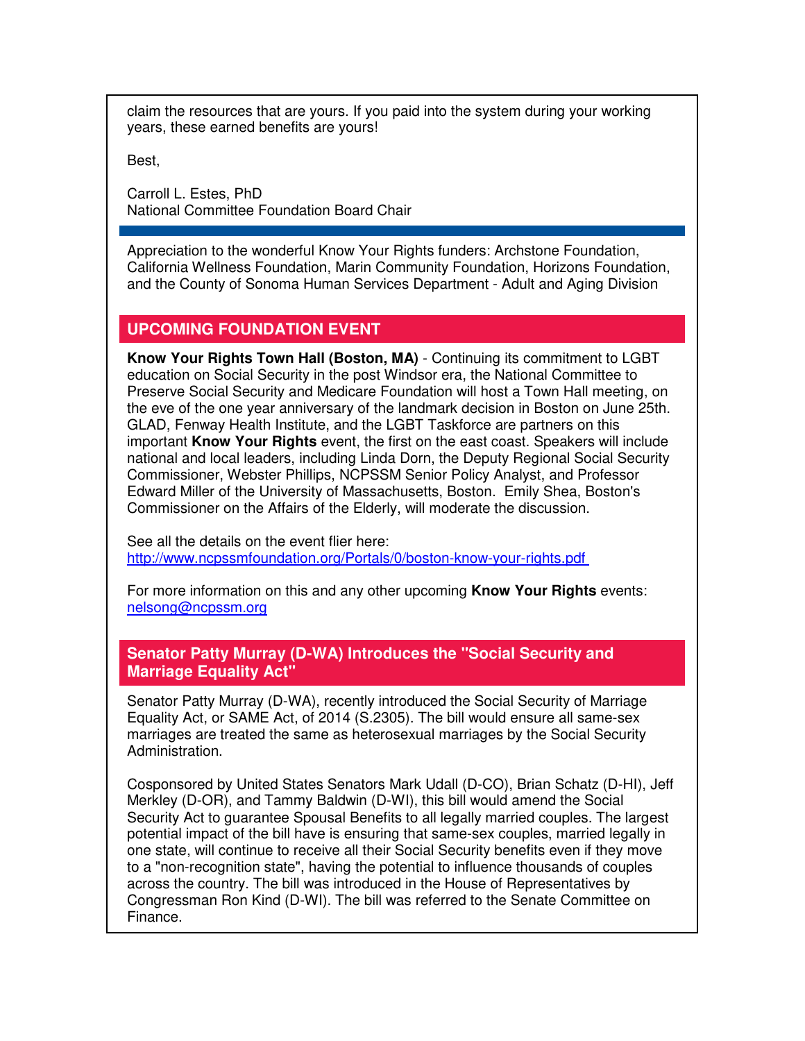claim the resources that are yours. If you paid into the system during your working years, these earned benefits are yours!

Best,

Carroll L. Estes, PhD
National Committee Foundation Board Chair

---

Appreciation to the wonderful Know Your Rights funders: Archstone Foundation, California Wellness Foundation, Marin Community Foundation, Horizons Foundation, and the County of Sonoma Human Services Department - Adult and Aging Division

## UPCOMING FOUNDATION EVENT

**Know Your Rights Town Hall (Boston, MA)** - Continuing its commitment to LGBT education on Social Security in the post Windsor era, the National Committee to Preserve Social Security and Medicare Foundation will host a Town Hall meeting, on the eve of the one year anniversary of the landmark decision in Boston on June 25th. GLAD, Fenway Health Institute, and the LGBT Taskforce are partners on this important **Know Your Rights** event, the first on the east coast. Speakers will include national and local leaders, including Linda Dorn, the Deputy Regional Social Security Commissioner, Webster Phillips, NCPSSM Senior Policy Analyst, and Professor Edward Miller of the University of Massachusetts, Boston. Emily Shea, Boston's Commissioner on the Affairs of the Elderly, will moderate the discussion.

See all the details on the event flier here:
[http://www.ncpssmfoundation.org/Portals/0/boston-know-your-rights.pdf](http://www.ncpssmfoundation.org/Portals/0/boston-know-your-rights.pdf)

For more information on this and any other upcoming **Know Your Rights** events:
[nelsong@ncpssm.org](mailto:nelsong@ncpssm.org)

## Senator Patty Murray (D-WA) Introduces the "Social Security and Marriage Equality Act"

Senator Patty Murray (D-WA), recently introduced the Social Security of Marriage Equality Act, or SAME Act, of 2014 (S.2305). The bill would ensure all same-sex marriages are treated the same as heterosexual marriages by the Social Security Administration.

Cosponsored by United States Senators Mark Udall (D-CO), Brian Schatz (D-HI), Jeff Merkley (D-OR), and Tammy Baldwin (D-WI), this bill would amend the Social Security Act to guarantee Spousal Benefits to all legally married couples. The largest potential impact of the bill have is ensuring that same-sex couples, married legally in one state, will continue to receive all their Social Security benefits even if they move to a "non-recognition state", having the potential to influence thousands of couples across the country. The bill was introduced in the House of Representatives by Congressman Ron Kind (D-WI). The bill was referred to the Senate Committee on Finance.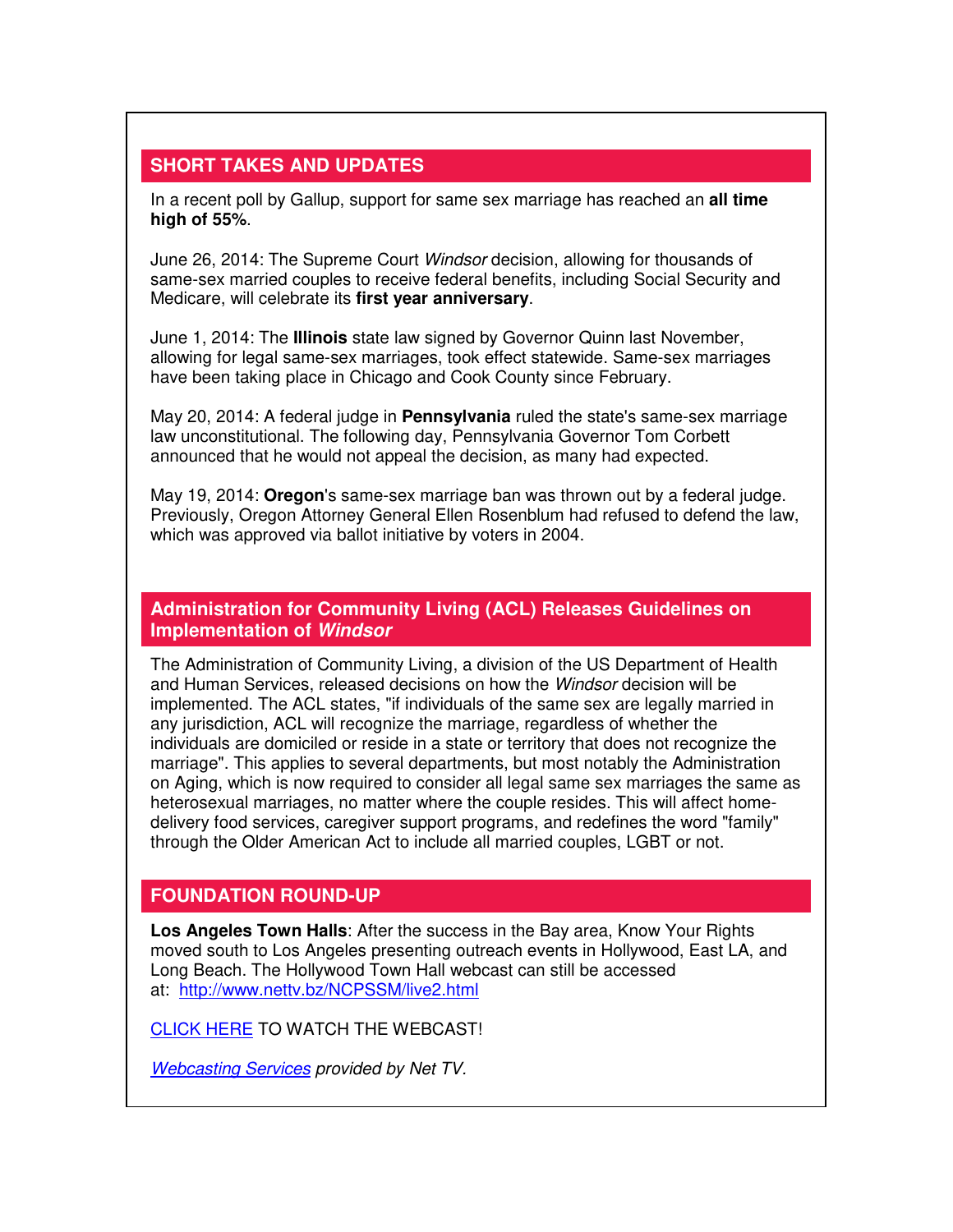## SHORT TAKES AND UPDATES

In a recent poll by Gallup, support for same sex marriage has reached an **all time high of 55%**.

June 26, 2014: The Supreme Court *Windsor* decision, allowing for thousands of same-sex married couples to receive federal benefits, including Social Security and Medicare, will celebrate its **first year anniversary**.

June 1, 2014: The **Illinois** state law signed by Governor Quinn last November, allowing for legal same-sex marriages, took effect statewide. Same-sex marriages have been taking place in Chicago and Cook County since February.

May 20, 2014: A federal judge in **Pennsylvania** ruled the state's same-sex marriage law unconstitutional. The following day, Pennsylvania Governor Tom Corbett announced that he would not appeal the decision, as many had expected.

May 19, 2014: **Oregon**'s same-sex marriage ban was thrown out by a federal judge. Previously, Oregon Attorney General Ellen Rosenblum had refused to defend the law, which was approved via ballot initiative by voters in 2004.

## Administration for Community Living (ACL) Releases Guidelines on Implementation of *Windsor*

The Administration of Community Living, a division of the US Department of Health and Human Services, released decisions on how the *Windsor* decision will be implemented. The ACL states, "if individuals of the same sex are legally married in any jurisdiction, ACL will recognize the marriage, regardless of whether the individuals are domiciled or reside in a state or territory that does not recognize the marriage". This applies to several departments, but most notably the Administration on Aging, which is now required to consider all legal same sex marriages the same as heterosexual marriages, no matter where the couple resides. This will affect home-delivery food services, caregiver support programs, and redefines the word "family" through the Older American Act to include all married couples, LGBT or not.

## FOUNDATION ROUND-UP

**Los Angeles Town Halls**: After the success in the Bay area, Know Your Rights moved south to Los Angeles presenting outreach events in Hollywood, East LA, and Long Beach. The Hollywood Town Hall webcast can still be accessed at: http://www.nettv.bz/NCPSSM/live2.html

CLICK HERE TO WATCH THE WEBCAST!

*Webcasting Services provided by Net TV.*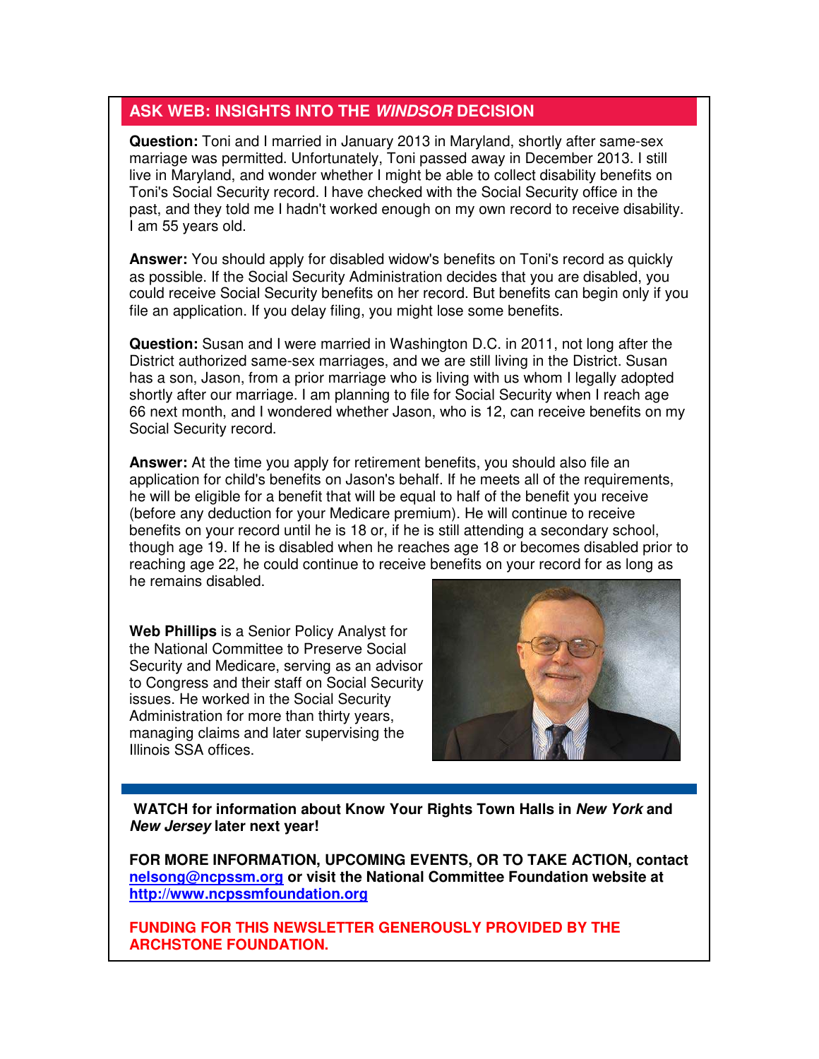## ASK WEB: INSIGHTS INTO THE *WINDSOR* DECISION

**Question:** Toni and I married in January 2013 in Maryland, shortly after same-sex marriage was permitted. Unfortunately, Toni passed away in December 2013. I still live in Maryland, and wonder whether I might be able to collect disability benefits on Toni's Social Security record. I have checked with the Social Security office in the past, and they told me I hadn't worked enough on my own record to receive disability. I am 55 years old.

**Answer:** You should apply for disabled widow's benefits on Toni's record as quickly as possible. If the Social Security Administration decides that you are disabled, you could receive Social Security benefits on her record. But benefits can begin only if you file an application. If you delay filing, you might lose some benefits.

**Question:** Susan and I were married in Washington D.C. in 2011, not long after the District authorized same-sex marriages, and we are still living in the District. Susan has a son, Jason, from a prior marriage who is living with us whom I legally adopted shortly after our marriage. I am planning to file for Social Security when I reach age 66 next month, and I wondered whether Jason, who is 12, can receive benefits on my Social Security record.

**Answer:** At the time you apply for retirement benefits, you should also file an application for child's benefits on Jason's behalf. If he meets all of the requirements, he will be eligible for a benefit that will be equal to half of the benefit you receive (before any deduction for your Medicare premium). He will continue to receive benefits on your record until he is 18 or, if he is still attending a secondary school, though age 19. If he is disabled when he reaches age 18 or becomes disabled prior to reaching age 22, he could continue to receive benefits on your record for as long as he remains disabled.

**Web Phillips** is a Senior Policy Analyst for the National Committee to Preserve Social Security and Medicare, serving as an advisor to Congress and their staff on Social Security issues. He worked in the Social Security Administration for more than thirty years, managing claims and later supervising the Illinois SSA offices.

---

**WATCH for information about Know Your Rights Town Halls in *New York* and *New Jersey* later next year!**

**FOR MORE INFORMATION, UPCOMING EVENTS, OR TO TAKE ACTION, contact [nelsong@ncpssm.org](mailto:nelsong@ncpssm.org) or visit the National Committee Foundation website at [http://www.ncpssmfoundation.org](http://www.ncpssmfoundation.org)**

**FUNDING FOR THIS NEWSLETTER GENEROUSLY PROVIDED BY THE ARCHSTONE FOUNDATION.**